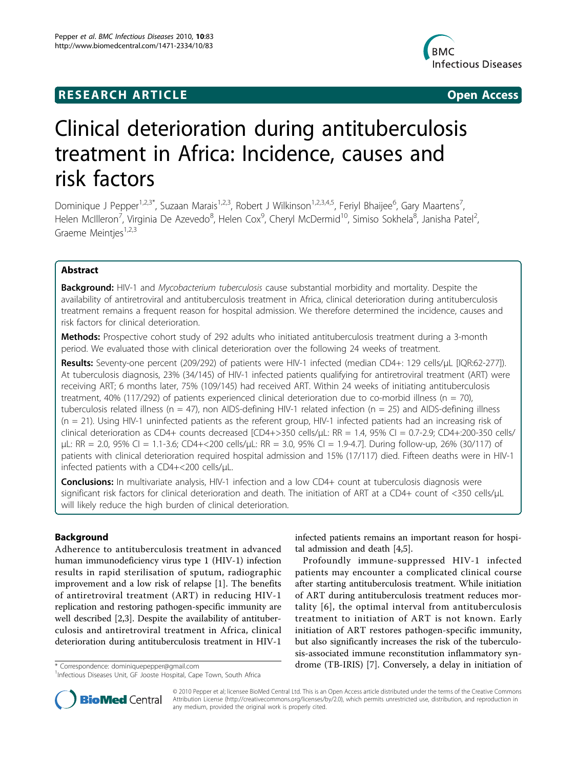RESEARCH ARTICLE **Open Access**

# Clinical deterioration during antituberculosis treatment in Africa: Incidence, causes and risk factors

Dominique J Pepper[1,2,3*], Suzaan Marais[1,2,3], Robert J Wilkinson[1,2,3,4,5], Feriyl Bhaijee[6], Gary Maartens[7], Helen McIlleron[7], Virginia De Azevedo[8], Helen Cox[9], Cheryl McDermid[10], Simiso Sokhela[8], Janisha Patel[2], Graeme Meintjes[1,2,3]

## Abstract

**Background:** HIV-1 and *Mycobacterium tuberculosis* cause substantial morbidity and mortality. Despite the availability of antiretroviral and antituberculosis treatment in Africa, clinical deterioration during antituberculosis treatment remains a frequent reason for hospital admission. We therefore determined the incidence, causes and risk factors for clinical deterioration.

**Methods:** Prospective cohort study of 292 adults who initiated antituberculosis treatment during a 3-month period. We evaluated those with clinical deterioration over the following 24 weeks of treatment.

**Results:** Seventy-one percent (209/292) of patients were HIV-1 infected (median CD4+: 129 cells/μL [IQR:62-277]). At tuberculosis diagnosis, 23% (34/145) of HIV-1 infected patients qualifying for antiretroviral treatment (ART) were receiving ART; 6 months later, 75% (109/145) had received ART. Within 24 weeks of initiating antituberculosis treatment, 40% (117/292) of patients experienced clinical deterioration due to co-morbid illness (n = 70), tuberculosis related illness (n = 47), non AIDS-defining HIV-1 related infection (n = 25) and AIDS-defining illness (n = 21). Using HIV-1 uninfected patients as the referent group, HIV-1 infected patients had an increasing risk of clinical deterioration as CD4+ counts decreased [CD4+>350 cells/μL: RR = 1.4, 95% CI = 0.7-2.9; CD4+:200-350 cells/μL: RR = 2.0, 95% CI = 1.1-3.6; CD4+<200 cells/μL: RR = 3.0, 95% CI = 1.9-4.7]. During follow-up, 26% (30/117) of patients with clinical deterioration required hospital admission and 15% (17/117) died. Fifteen deaths were in HIV-1 infected patients with a CD4+<200 cells/μL.

**Conclusions:** In multivariate analysis, HIV-1 infection and a low CD4+ count at tuberculosis diagnosis were significant risk factors for clinical deterioration and death. The initiation of ART at a CD4+ count of <350 cells/μL will likely reduce the high burden of clinical deterioration.

## Background

Adherence to antituberculosis treatment in advanced human immunodeficiency virus type 1 (HIV-1) infection results in rapid sterilisation of sputum, radiographic improvement and a low risk of relapse [1]. The benefits of antiretroviral treatment (ART) in reducing HIV-1 replication and restoring pathogen-specific immunity are well described [2,3]. Despite the availability of antituberculosis and antiretroviral treatment in Africa, clinical deterioration during antituberculosis treatment in HIV-1 infected patients remains an important reason for hospital admission and death [4,5].

Profoundly immune-suppressed HIV-1 infected patients may encounter a complicated clinical course after starting antituberculosis treatment. While initiation of ART during antituberculosis treatment reduces mortality [6], the optimal interval from antituberculosis treatment to initiation of ART is not known. Early initiation of ART restores pathogen-specific immunity, but also significantly increases the risk of the tuberculosis-associated immune reconstitution inflammatory syndrome (TB-IRIS) [7]. Conversely, a delay in initiation of

\* Correspondence: dominiquepepper@gmail.com
[1]Infectious Diseases Unit, GF Jooste Hospital, Cape Town, South Africa

© 2010 Pepper et al; licensee BioMed Central Ltd. This is an Open Access article distributed under the terms of the Creative Commons Attribution License (http://creativecommons.org/licenses/by/2.0), which permits unrestricted use, distribution, and reproduction in any medium, provided the original work is properly cited.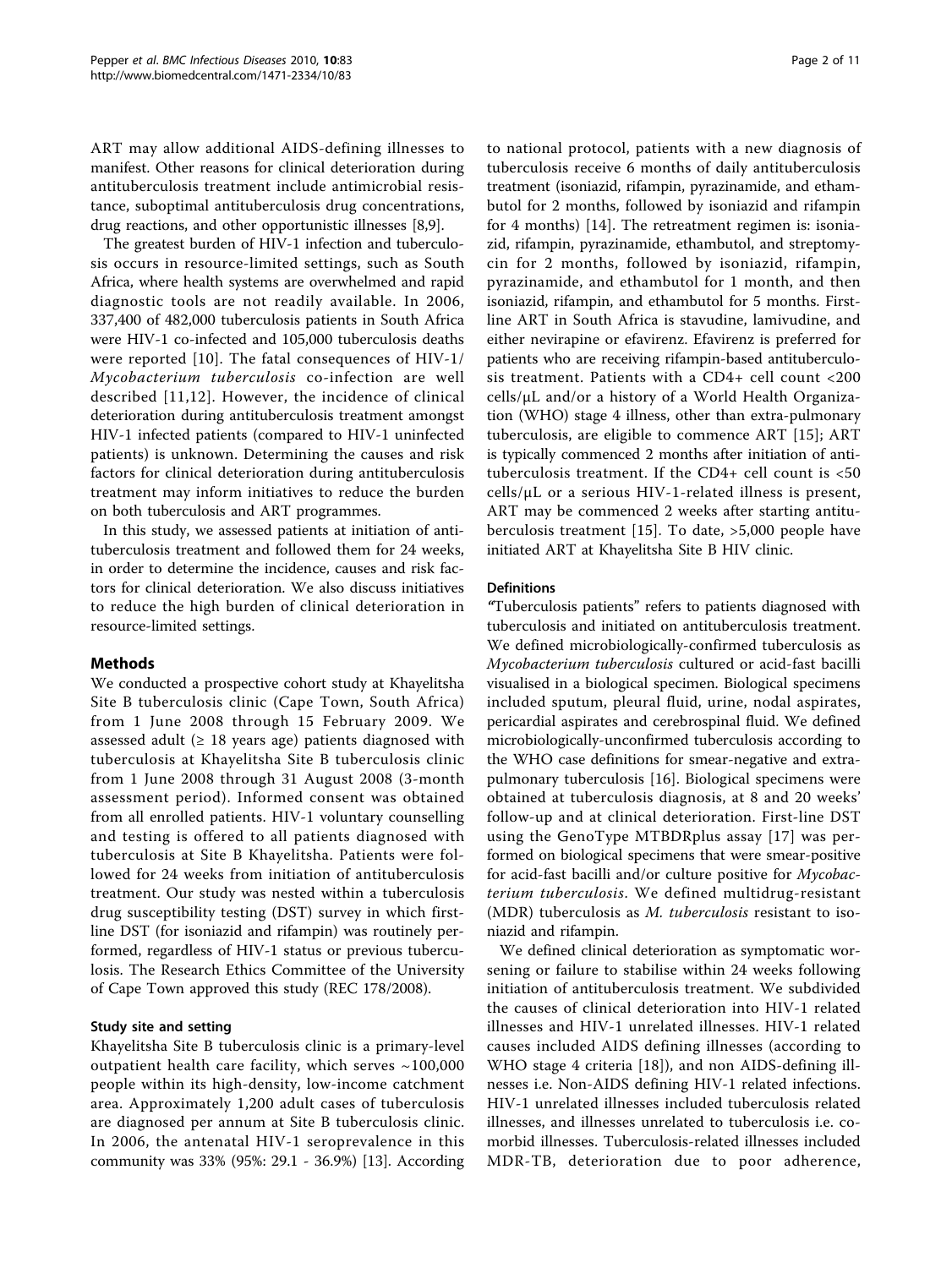ART may allow additional AIDS-defining illnesses to manifest. Other reasons for clinical deterioration during antituberculosis treatment include antimicrobial resistance, suboptimal antituberculosis drug concentrations, drug reactions, and other opportunistic illnesses [8,9].

The greatest burden of HIV-1 infection and tuberculosis occurs in resource-limited settings, such as South Africa, where health systems are overwhelmed and rapid diagnostic tools are not readily available. In 2006, 337,400 of 482,000 tuberculosis patients in South Africa were HIV-1 co-infected and 105,000 tuberculosis deaths were reported [10]. The fatal consequences of HIV-1/*Mycobacterium tuberculosis* co-infection are well described [11,12]. However, the incidence of clinical deterioration during antituberculosis treatment amongst HIV-1 infected patients (compared to HIV-1 uninfected patients) is unknown. Determining the causes and risk factors for clinical deterioration during antituberculosis treatment may inform initiatives to reduce the burden on both tuberculosis and ART programmes.

In this study, we assessed patients at initiation of antituberculosis treatment and followed them for 24 weeks, in order to determine the incidence, causes and risk factors for clinical deterioration. We also discuss initiatives to reduce the high burden of clinical deterioration in resource-limited settings.

## Methods

We conducted a prospective cohort study at Khayelitsha Site B tuberculosis clinic (Cape Town, South Africa) from 1 June 2008 through 15 February 2009. We assessed adult (≥ 18 years age) patients diagnosed with tuberculosis at Khayelitsha Site B tuberculosis clinic from 1 June 2008 through 31 August 2008 (3-month assessment period). Informed consent was obtained from all enrolled patients. HIV-1 voluntary counselling and testing is offered to all patients diagnosed with tuberculosis at Site B Khayelitsha. Patients were followed for 24 weeks from initiation of antituberculosis treatment. Our study was nested within a tuberculosis drug susceptibility testing (DST) survey in which first-line DST (for isoniazid and rifampin) was routinely performed, regardless of HIV-1 status or previous tuberculosis. The Research Ethics Committee of the University of Cape Town approved this study (REC 178/2008).

### Study site and setting

Khayelitsha Site B tuberculosis clinic is a primary-level outpatient health care facility, which serves ~100,000 people within its high-density, low-income catchment area. Approximately 1,200 adult cases of tuberculosis are diagnosed per annum at Site B tuberculosis clinic. In 2006, the antenatal HIV-1 seroprevalence in this community was 33% (95%: 29.1 - 36.9%) [13]. According to national protocol, patients with a new diagnosis of tuberculosis receive 6 months of daily antituberculosis treatment (isoniazid, rifampin, pyrazinamide, and ethambutol for 2 months, followed by isoniazid and rifampin for 4 months) [14]. The retreatment regimen is: isoniazid, rifampin, pyrazinamide, ethambutol, and streptomycin for 2 months, followed by isoniazid, rifampin, pyrazinamide, and ethambutol for 1 month, and then isoniazid, rifampin, and ethambutol for 5 months. First-line ART in South Africa is stavudine, lamivudine, and either nevirapine or efavirenz. Efavirenz is preferred for patients who are receiving rifampin-based antituberculosis treatment. Patients with a CD4+ cell count <200 cells/μL and/or a history of a World Health Organization (WHO) stage 4 illness, other than extra-pulmonary tuberculosis, are eligible to commence ART [15]; ART is typically commenced 2 months after initiation of antituberculosis treatment. If the CD4+ cell count is <50 cells/μL or a serious HIV-1-related illness is present, ART may be commenced 2 weeks after starting antituberculosis treatment [15]. To date, >5,000 people have initiated ART at Khayelitsha Site B HIV clinic.

### Definitions

"Tuberculosis patients" refers to patients diagnosed with tuberculosis and initiated on antituberculosis treatment. We defined microbiologically-confirmed tuberculosis as *Mycobacterium tuberculosis* cultured or acid-fast bacilli visualised in a biological specimen. Biological specimens included sputum, pleural fluid, urine, nodal aspirates, pericardial aspirates and cerebrospinal fluid. We defined microbiologically-unconfirmed tuberculosis according to the WHO case definitions for smear-negative and extra-pulmonary tuberculosis [16]. Biological specimens were obtained at tuberculosis diagnosis, at 8 and 20 weeks' follow-up and at clinical deterioration. First-line DST using the GenoType MTBDRplus assay [17] was performed on biological specimens that were smear-positive for acid-fast bacilli and/or culture positive for *Mycobacterium tuberculosis*. We defined multidrug-resistant (MDR) tuberculosis as *M. tuberculosis* resistant to isoniazid and rifampin.

We defined clinical deterioration as symptomatic worsening or failure to stabilise within 24 weeks following initiation of antituberculosis treatment. We subdivided the causes of clinical deterioration into HIV-1 related illnesses and HIV-1 unrelated illnesses. HIV-1 related causes included AIDS defining illnesses (according to WHO stage 4 criteria [18]), and non AIDS-defining illnesses i.e. Non-AIDS defining HIV-1 related infections. HIV-1 unrelated illnesses included tuberculosis related illnesses, and illnesses unrelated to tuberculosis i.e. co-morbid illnesses. Tuberculosis-related illnesses included MDR-TB, deterioration due to poor adherence,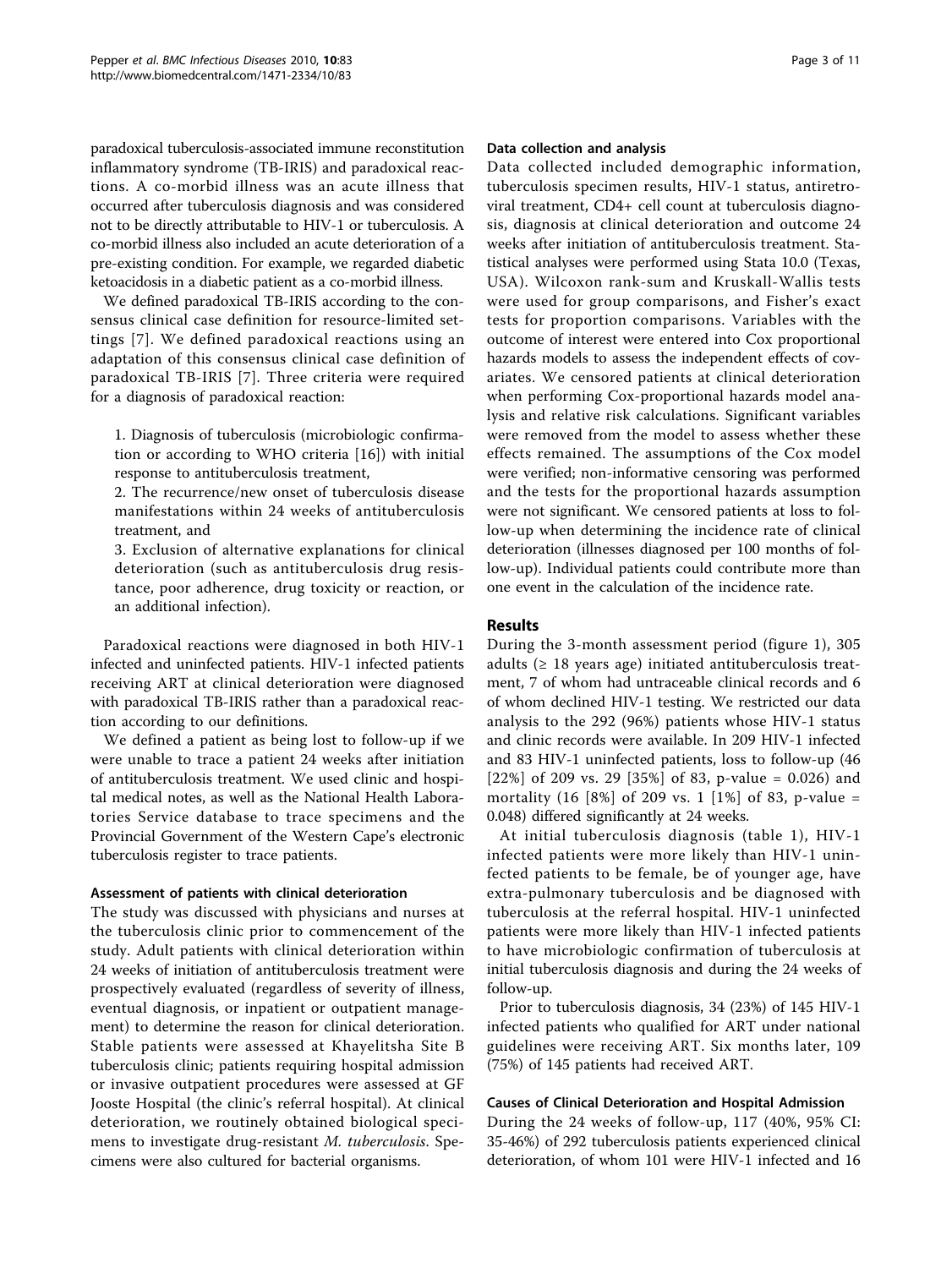paradoxical tuberculosis-associated immune reconstitution inflammatory syndrome (TB-IRIS) and paradoxical reactions. A co-morbid illness was an acute illness that occurred after tuberculosis diagnosis and was considered not to be directly attributable to HIV-1 or tuberculosis. A co-morbid illness also included an acute deterioration of a pre-existing condition. For example, we regarded diabetic ketoacidosis in a diabetic patient as a co-morbid illness.

We defined paradoxical TB-IRIS according to the consensus clinical case definition for resource-limited settings [7]. We defined paradoxical reactions using an adaptation of this consensus clinical case definition of paradoxical TB-IRIS [7]. Three criteria were required for a diagnosis of paradoxical reaction:

1. Diagnosis of tuberculosis (microbiologic confirmation or according to WHO criteria [16]) with initial response to antituberculosis treatment,
2. The recurrence/new onset of tuberculosis disease manifestations within 24 weeks of antituberculosis treatment, and
3. Exclusion of alternative explanations for clinical deterioration (such as antituberculosis drug resistance, poor adherence, drug toxicity or reaction, or an additional infection).

Paradoxical reactions were diagnosed in both HIV-1 infected and uninfected patients. HIV-1 infected patients receiving ART at clinical deterioration were diagnosed with paradoxical TB-IRIS rather than a paradoxical reaction according to our definitions.

We defined a patient as being lost to follow-up if we were unable to trace a patient 24 weeks after initiation of antituberculosis treatment. We used clinic and hospital medical notes, as well as the National Health Laboratories Service database to trace specimens and the Provincial Government of the Western Cape's electronic tuberculosis register to trace patients.

### Assessment of patients with clinical deterioration

The study was discussed with physicians and nurses at the tuberculosis clinic prior to commencement of the study. Adult patients with clinical deterioration within 24 weeks of initiation of antituberculosis treatment were prospectively evaluated (regardless of severity of illness, eventual diagnosis, or inpatient or outpatient management) to determine the reason for clinical deterioration. Stable patients were assessed at Khayelitsha Site B tuberculosis clinic; patients requiring hospital admission or invasive outpatient procedures were assessed at GF Jooste Hospital (the clinic's referral hospital). At clinical deterioration, we routinely obtained biological specimens to investigate drug-resistant *M. tuberculosis*. Specimens were also cultured for bacterial organisms.

### Data collection and analysis

Data collected included demographic information, tuberculosis specimen results, HIV-1 status, antiretroviral treatment, CD4+ cell count at tuberculosis diagnosis, diagnosis at clinical deterioration and outcome 24 weeks after initiation of antituberculosis treatment. Statistical analyses were performed using Stata 10.0 (Texas, USA). Wilcoxon rank-sum and Kruskall-Wallis tests were used for group comparisons, and Fisher's exact tests for proportion comparisons. Variables with the outcome of interest were entered into Cox proportional hazards models to assess the independent effects of covariates. We censored patients at clinical deterioration when performing Cox-proportional hazards model analysis and relative risk calculations. Significant variables were removed from the model to assess whether these effects remained. The assumptions of the Cox model were verified; non-informative censoring was performed and the tests for the proportional hazards assumption were not significant. We censored patients at loss to follow-up when determining the incidence rate of clinical deterioration (illnesses diagnosed per 100 months of follow-up). Individual patients could contribute more than one event in the calculation of the incidence rate.

## Results

During the 3-month assessment period (figure 1), 305 adults (≥ 18 years age) initiated antituberculosis treatment, 7 of whom had untraceable clinical records and 6 of whom declined HIV-1 testing. We restricted our data analysis to the 292 (96%) patients whose HIV-1 status and clinic records were available. In 209 HIV-1 infected and 83 HIV-1 uninfected patients, loss to follow-up (46 [22%] of 209 vs. 29 [35%] of 83, p-value = 0.026) and mortality (16 [8%] of 209 vs. 1 [1%] of 83, p-value = 0.048) differed significantly at 24 weeks.

At initial tuberculosis diagnosis (table 1), HIV-1 infected patients were more likely than HIV-1 uninfected patients to be female, be of younger age, have extra-pulmonary tuberculosis and be diagnosed with tuberculosis at the referral hospital. HIV-1 uninfected patients were more likely than HIV-1 infected patients to have microbiologic confirmation of tuberculosis at initial tuberculosis diagnosis and during the 24 weeks of follow-up.

Prior to tuberculosis diagnosis, 34 (23%) of 145 HIV-1 infected patients who qualified for ART under national guidelines were receiving ART. Six months later, 109 (75%) of 145 patients had received ART.

### Causes of Clinical Deterioration and Hospital Admission

During the 24 weeks of follow-up, 117 (40%, 95% CI: 35-46%) of 292 tuberculosis patients experienced clinical deterioration, of whom 101 were HIV-1 infected and 16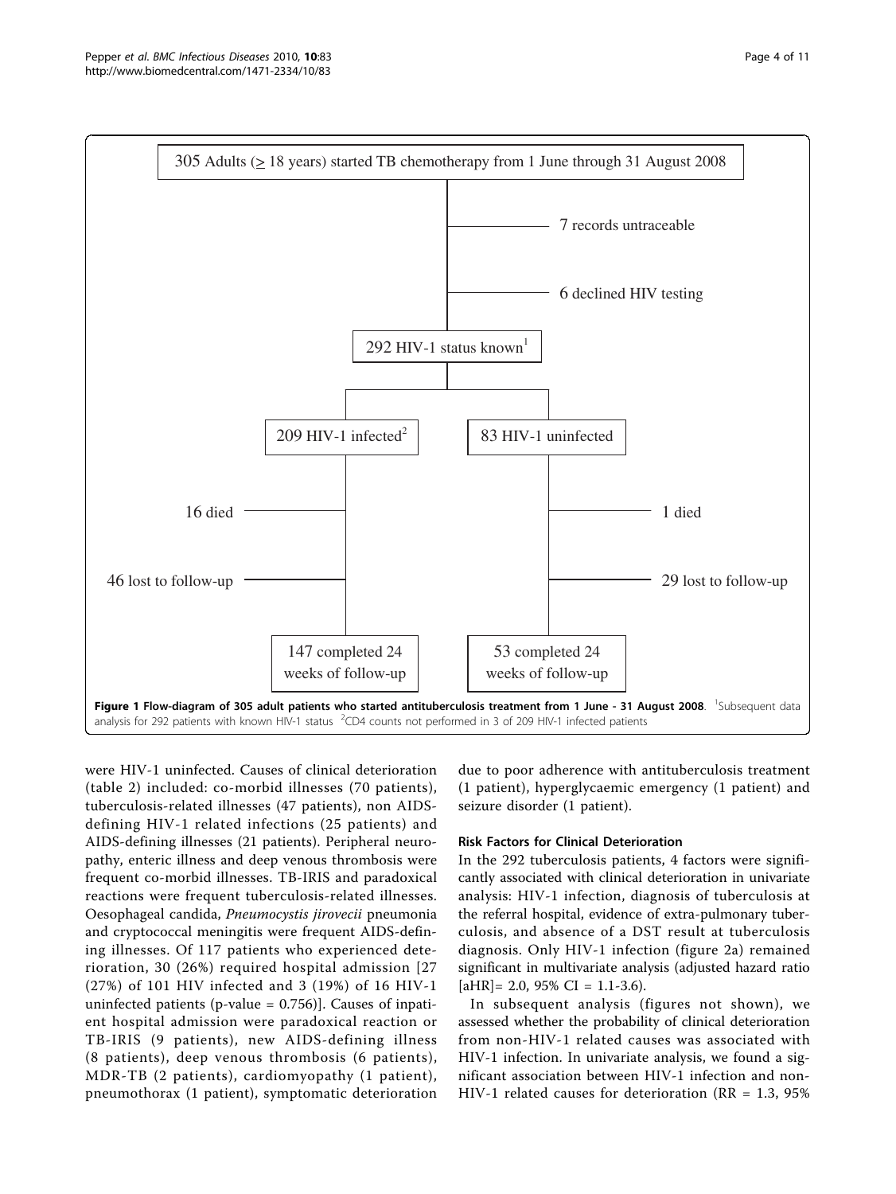305 Adults (≥ 18 years) started TB chemotherapy from 1 June through 31 August 2008

7 records untraceable

6 declined HIV testing

292 HIV-1 status known[1]

209 HIV-1 infected[2]

83 HIV-1 uninfected

16 died

1 died

46 lost to follow-up

29 lost to follow-up

147 completed 24 weeks of follow-up

53 completed 24 weeks of follow-up

**Figure 1 Flow-diagram of 305 adult patients who started antituberculosis treatment from 1 June - 31 August 2008**. [1]Subsequent data analysis for 292 patients with known HIV-1 status [2]CD4 counts not performed in 3 of 209 HIV-1 infected patients

were HIV-1 uninfected. Causes of clinical deterioration (table 2) included: co-morbid illnesses (70 patients), tuberculosis-related illnesses (47 patients), non AIDS-defining HIV-1 related infections (25 patients) and AIDS-defining illnesses (21 patients). Peripheral neuropathy, enteric illness and deep venous thrombosis were frequent co-morbid illnesses. TB-IRIS and paradoxical reactions were frequent tuberculosis-related illnesses. Oesophageal candida, *Pneumocystis jirovecii* pneumonia and cryptococcal meningitis were frequent AIDS-defining illnesses. Of 117 patients who experienced deterioration, 30 (26%) required hospital admission [27 (27%) of 101 HIV infected and 3 (19%) of 16 HIV-1 uninfected patients (p-value = 0.756)]. Causes of inpatient hospital admission were paradoxical reaction or TB-IRIS (9 patients), new AIDS-defining illness (8 patients), deep venous thrombosis (6 patients), MDR-TB (2 patients), cardiomyopathy (1 patient), pneumothorax (1 patient), symptomatic deterioration due to poor adherence with antituberculosis treatment (1 patient), hyperglycaemic emergency (1 patient) and seizure disorder (1 patient).

### Risk Factors for Clinical Deterioration

In the 292 tuberculosis patients, 4 factors were significantly associated with clinical deterioration in univariate analysis: HIV-1 infection, diagnosis of tuberculosis at the referral hospital, evidence of extra-pulmonary tuberculosis, and absence of a DST result at tuberculosis diagnosis. Only HIV-1 infection (figure 2a) remained significant in multivariate analysis (adjusted hazard ratio [aHR]= 2.0, 95% CI = 1.1-3.6).

In subsequent analysis (figures not shown), we assessed whether the probability of clinical deterioration from non-HIV-1 related causes was associated with HIV-1 infection. In univariate analysis, we found a significant association between HIV-1 infection and non-HIV-1 related causes for deterioration (RR = 1.3, 95%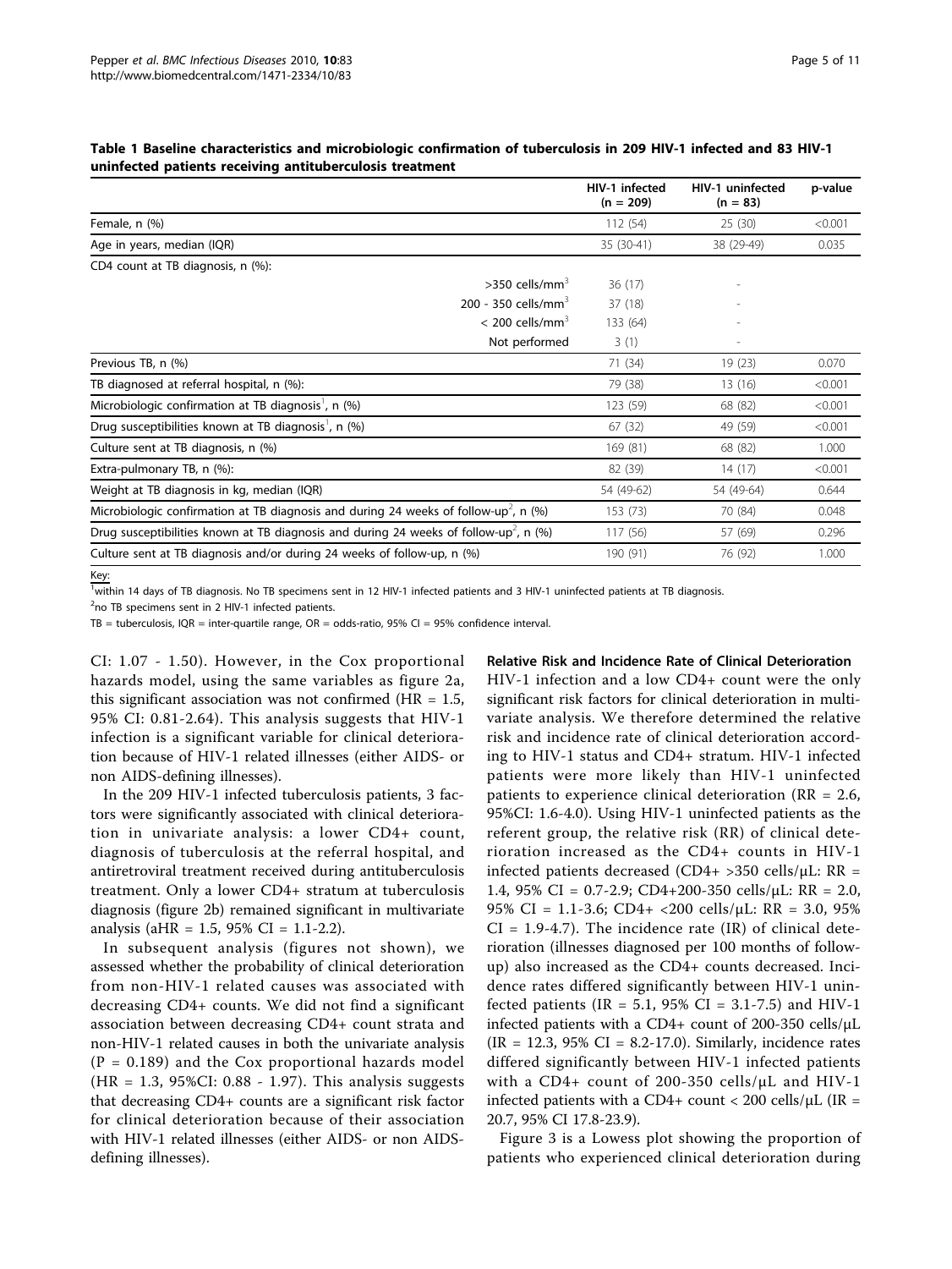**Table 1 Baseline characteristics and microbiologic confirmation of tuberculosis in 209 HIV-1 infected and 83 HIV-1 uninfected patients receiving antituberculosis treatment**

| | HIV-1 infected (n = 209) | HIV-1 uninfected (n = 83) | p-value |
|---|---|---|---|
| Female, n (%) | 112 (54) | 25 (30) | <0.001 |
| Age in years, median (IQR) | 35 (30-41) | 38 (29-49) | 0.035 |
| CD4 count at TB diagnosis, n (%): | | | |
| >350 cells/mm$^3$ | 36 (17) | - | |
| 200 - 350 cells/mm$^3$ | 37 (18) | - | |
| < 200 cells/mm$^3$ | 133 (64) | - | |
| Not performed | 3 (1) | - | |
| Previous TB, n (%) | 71 (34) | 19 (23) | 0.070 |
| TB diagnosed at referral hospital, n (%): | 79 (38) | 13 (16) | <0.001 |
| Microbiologic confirmation at TB diagnosis[1], n (%) | 123 (59) | 68 (82) | <0.001 |
| Drug susceptibilities known at TB diagnosis[1], n (%) | 67 (32) | 49 (59) | <0.001 |
| Culture sent at TB diagnosis, n (%) | 169 (81) | 68 (82) | 1.000 |
| Extra-pulmonary TB, n (%): | 82 (39) | 14 (17) | <0.001 |
| Weight at TB diagnosis in kg, median (IQR) | 54 (49-62) | 54 (49-64) | 0.644 |
| Microbiologic confirmation at TB diagnosis and during 24 weeks of follow-up[2], n (%) | 153 (73) | 70 (84) | 0.048 |
| Drug susceptibilities known at TB diagnosis and during 24 weeks of follow-up[2], n (%) | 117 (56) | 57 (69) | 0.296 |
| Culture sent at TB diagnosis and/or during 24 weeks of follow-up, n (%) | 190 (91) | 76 (92) | 1.000 |

Key:

[1]within 14 days of TB diagnosis. No TB specimens sent in 12 HIV-1 infected patients and 3 HIV-1 uninfected patients at TB diagnosis.

[2]no TB specimens sent in 2 HIV-1 infected patients.

TB = tuberculosis, IQR = inter-quartile range, OR = odds-ratio, 95% CI = 95% confidence interval.

CI: 1.07 - 1.50). However, in the Cox proportional hazards model, using the same variables as figure 2a, this significant association was not confirmed (HR = 1.5, 95% CI: 0.81-2.64). This analysis suggests that HIV-1 infection is a significant variable for clinical deterioration because of HIV-1 related illnesses (either AIDS- or non AIDS-defining illnesses).

In the 209 HIV-1 infected tuberculosis patients, 3 factors were significantly associated with clinical deterioration in univariate analysis: a lower CD4+ count, diagnosis of tuberculosis at the referral hospital, and antiretroviral treatment received during antituberculosis treatment. Only a lower CD4+ stratum at tuberculosis diagnosis (figure 2b) remained significant in multivariate analysis (aHR = 1.5, 95% CI = 1.1-2.2).

In subsequent analysis (figures not shown), we assessed whether the probability of clinical deterioration from non-HIV-1 related causes was associated with decreasing CD4+ counts. We did not find a significant association between decreasing CD4+ count strata and non-HIV-1 related causes in both the univariate analysis (P = 0.189) and the Cox proportional hazards model (HR = 1.3, 95%CI: 0.88 - 1.97). This analysis suggests that decreasing CD4+ counts are a significant risk factor for clinical deterioration because of their association with HIV-1 related illnesses (either AIDS- or non AIDS-defining illnesses).

### Relative Risk and Incidence Rate of Clinical Deterioration

HIV-1 infection and a low CD4+ count were the only significant risk factors for clinical deterioration in multivariate analysis. We therefore determined the relative risk and incidence rate of clinical deterioration according to HIV-1 status and CD4+ stratum. HIV-1 infected patients were more likely than HIV-1 uninfected patients to experience clinical deterioration (RR = 2.6, 95%CI: 1.6-4.0). Using HIV-1 uninfected patients as the referent group, the relative risk (RR) of clinical deterioration increased as the CD4+ counts in HIV-1 infected patients decreased (CD4+ >350 cells/μL: RR = 1.4, 95% CI = 0.7-2.9; CD4+200-350 cells/μL: RR = 2.0, 95% CI = 1.1-3.6; CD4+ <200 cells/μL: RR = 3.0, 95% CI = 1.9-4.7). The incidence rate (IR) of clinical deterioration (illnesses diagnosed per 100 months of follow-up) also increased as the CD4+ counts decreased. Incidence rates differed significantly between HIV-1 uninfected patients (IR = 5.1, 95% CI = 3.1-7.5) and HIV-1 infected patients with a CD4+ count of 200-350 cells/μL (IR = 12.3, 95% CI = 8.2-17.0). Similarly, incidence rates differed significantly between HIV-1 infected patients with a CD4+ count of 200-350 cells/μL and HIV-1 infected patients with a CD4+ count < 200 cells/μL (IR = 20.7, 95% CI 17.8-23.9).

Figure 3 is a Lowess plot showing the proportion of patients who experienced clinical deterioration during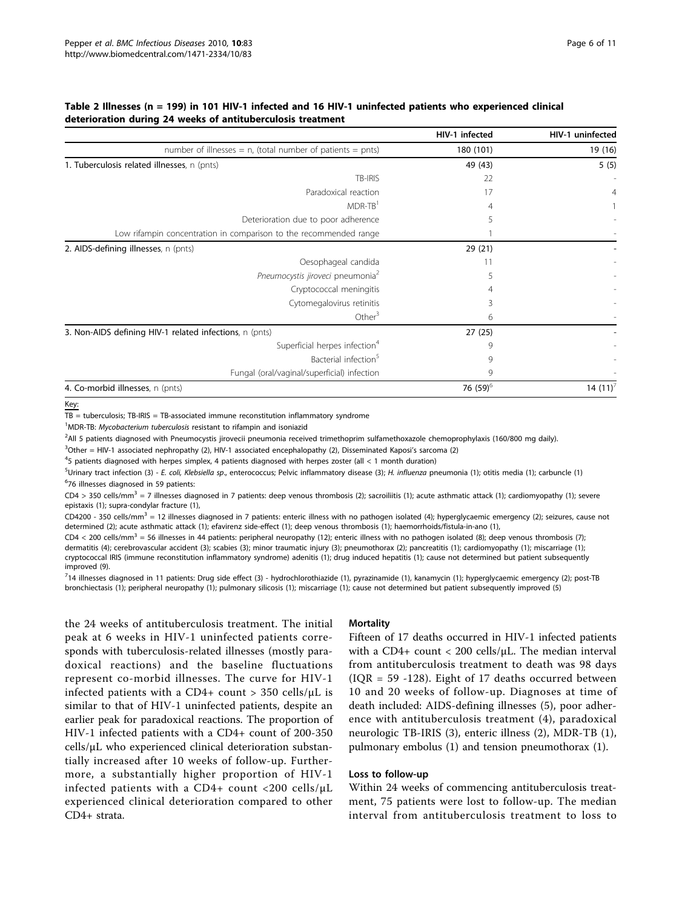**Table 2 Illnesses (n = 199) in 101 HIV-1 infected and 16 HIV-1 uninfected patients who experienced clinical deterioration during 24 weeks of antituberculosis treatment**

| | HIV-1 infected | HIV-1 uninfected |
|---|---|---|
| number of illnesses = n, (total number of patients = pnts) | 180 (101) | 19 (16) |
| 1. Tuberculosis related illnesses, n (pnts) | 49 (43) | 5 (5) |
| TB-IRIS | 22 | - |
| Paradoxical reaction | 17 | 4 |
| MDR-TB[1] | 4 | 1 |
| Deterioration due to poor adherence | 5 | - |
| Low rifampin concentration in comparison to the recommended range | 1 | - |
| 2. AIDS-defining illnesses, n (pnts) | 29 (21) | - |
| Oesophageal candida | 11 | - |
| *Pneumocystis jiroveci* pneumonia[2] | 5 | - |
| Cryptococcal meningitis | 4 | - |
| Cytomegalovirus retinitis | 3 | - |
| Other[3] | 6 | - |
| 3. Non-AIDS defining HIV-1 related infections, n (pnts) | 27 (25) | - |
| Superficial herpes infection[4] | 9 | - |
| Bacterial infection[5] | 9 | - |
| Fungal (oral/vaginal/superficial) infection | 9 | - |
| 4. Co-morbid illnesses, n (pnts) | 76 (59)[6] | 14 (11)[7] |

Key:

TB = tuberculosis; TB-IRIS = TB-associated immune reconstitution inflammatory syndrome

[1]MDR-TB: *Mycobacterium tuberculosis* resistant to rifampin and isoniazid

[2]All 5 patients diagnosed with Pneumocystis jirovecii pneumonia received trimethoprim sulfamethoxazole chemoprophylaxis (160/800 mg daily).

[3]Other = HIV-1 associated nephropathy (2), HIV-1 associated encephalopathy (2), Disseminated Kaposi's sarcoma (2)

[4]5 patients diagnosed with herpes simplex, 4 patients diagnosed with herpes zoster (all < 1 month duration)

[5]Urinary tract infection (3) - *E. coli*, *Klebsiella sp*., enterococcus; Pelvic inflammatory disease (3); *H. influenza* pneumonia (1); otitis media (1); carbuncle (1)

[6]76 illnesses diagnosed in 59 patients:

CD4 > 350 cells/mm$^3$ = 7 illnesses diagnosed in 7 patients: deep venous thrombosis (2); sacroiliitis (1); acute asthmatic attack (1); cardiomyopathy (1); severe epistaxis (1); supra-condylar fracture (1),

CD4200 - 350 cells/mm$^3$ = 12 illnesses diagnosed in 7 patients: enteric illness with no pathogen isolated (4); hyperglycaemic emergency (2); seizures, cause not determined (2); acute asthmatic attack (1); efavirenz side-effect (1); deep venous thrombosis (1); haemorrhoids/fistula-in-ano (1),

CD4 < 200 cells/mm$^3$ = 56 illnesses in 44 patients: peripheral neuropathy (12); enteric illness with no pathogen isolated (8); deep venous thrombosis (7); dermatitis (4); cerebrovascular accident (3); scabies (3); minor traumatic injury (3); pneumothorax (2); pancreatitis (1); cardiomyopathy (1); miscarriage (1); cryptococcal IRIS (immune reconstitution inflammatory syndrome) adenitis (1); drug induced hepatitis (1); cause not determined but patient subsequently improved (9).

[7]14 illnesses diagnosed in 11 patients: Drug side effect (3) - hydrochlorothiazide (1), pyrazinamide (1), kanamycin (1); hyperglycaemic emergency (2); post-TB bronchiectasis (1); peripheral neuropathy (1); pulmonary silicosis (1); miscarriage (1); cause not determined but patient subsequently improved (5)

the 24 weeks of antituberculosis treatment. The initial peak at 6 weeks in HIV-1 uninfected patients corresponds with tuberculosis-related illnesses (mostly paradoxical reactions) and the baseline fluctuations represent co-morbid illnesses. The curve for HIV-1 infected patients with a CD4+ count > 350 cells/μL is similar to that of HIV-1 uninfected patients, despite an earlier peak for paradoxical reactions. The proportion of HIV-1 infected patients with a CD4+ count of 200-350 cells/μL who experienced clinical deterioration substantially increased after 10 weeks of follow-up. Furthermore, a substantially higher proportion of HIV-1 infected patients with a CD4+ count <200 cells/μL experienced clinical deterioration compared to other CD4+ strata.

#### Mortality

Fifteen of 17 deaths occurred in HIV-1 infected patients with a CD4+ count < 200 cells/μL. The median interval from antituberculosis treatment to death was 98 days (IQR = 59 -128). Eight of 17 deaths occurred between 10 and 20 weeks of follow-up. Diagnoses at time of death included: AIDS-defining illnesses (5), poor adherence with antituberculosis treatment (4), paradoxical neurologic TB-IRIS (3), enteric illness (2), MDR-TB (1), pulmonary embolus (1) and tension pneumothorax (1).

#### Loss to follow-up

Within 24 weeks of commencing antituberculosis treatment, 75 patients were lost to follow-up. The median interval from antituberculosis treatment to loss to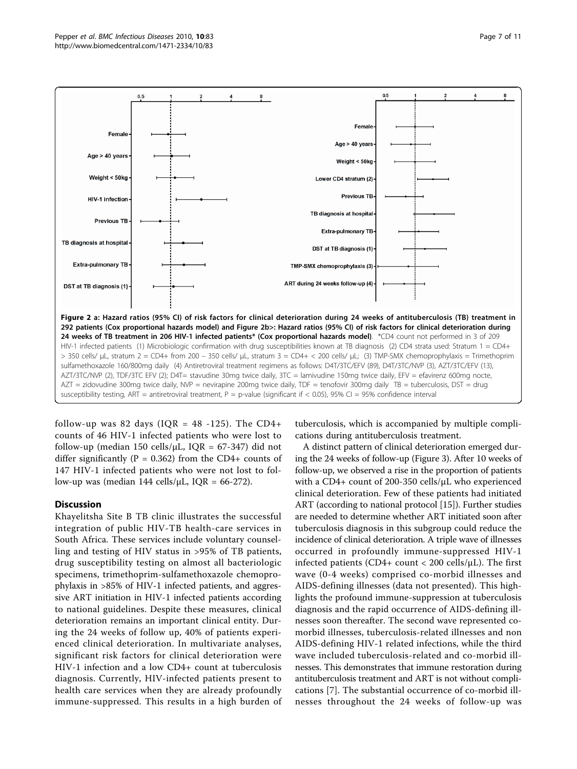**Figure 2 a: Hazard ratios (95% CI) of risk factors for clinical deterioration during 24 weeks of antituberculosis (TB) treatment in 292 patients (Cox proportional hazards model) and Figure 2b>: Hazard ratios (95% CI) of risk factors for clinical deterioration during 24 weeks of TB treatment in 206 HIV-1 infected patients* (Cox proportional hazards model)**. *CD4 count not performed in 3 of 209 HIV-1 infected patients (1) Microbiologic confirmation with drug susceptibilities known at TB diagnosis (2) CD4 strata used: Stratum 1 = CD4+ > 350 cells/ μL, stratum 2 = CD4+ from 200 – 350 cells/ μL, stratum 3 = CD4+ < 200 cells/ μL; (3) TMP-SMX chemoprophylaxis = Trimethoprim sulfamethoxazole 160/800mg daily (4) Antiretroviral treatment regimens as follows: D4T/3TC/EFV (89), D4T/3TC/NVP (3), AZT/3TC/EFV (13), AZT/3TC/NVP (2), TDF/3TC EFV (2); D4T= stavudine 30mg twice daily, 3TC = lamivudine 150mg twice daily, EFV = efavirenz 600mg nocte, AZT = zidovudine 300mg twice daily, NVP = nevirapine 200mg twice daily, TDF = tenofovir 300mg daily TB = tuberculosis, DST = drug susceptibility testing, ART = antiretroviral treatment, P = p-value (significant if < 0.05), 95% CI = 95% confidence interval

follow-up was 82 days (IQR = 48 -125). The CD4+ counts of 46 HIV-1 infected patients who were lost to follow-up (median 150 cells/μL, IQR = 67-347) did not differ significantly (P = 0.362) from the CD4+ counts of 147 HIV-1 infected patients who were not lost to follow-up was (median 144 cells/μL, IQR = 66-272).

## Discussion

Khayelitsha Site B TB clinic illustrates the successful integration of public HIV-TB health-care services in South Africa. These services include voluntary counselling and testing of HIV status in >95% of TB patients, drug susceptibility testing on almost all bacteriologic specimens, trimethoprim-sulfamethoxazole chemoprophylaxis in >85% of HIV-1 infected patients, and aggressive ART initiation in HIV-1 infected patients according to national guidelines. Despite these measures, clinical deterioration remains an important clinical entity. During the 24 weeks of follow up, 40% of patients experienced clinical deterioration. In multivariate analyses, significant risk factors for clinical deterioration were HIV-1 infection and a low CD4+ count at tuberculosis diagnosis. Currently, HIV-infected patients present to health care services when they are already profoundly immune-suppressed. This results in a high burden of tuberculosis, which is accompanied by multiple complications during antituberculosis treatment.

A distinct pattern of clinical deterioration emerged during the 24 weeks of follow-up (Figure 3). After 10 weeks of follow-up, we observed a rise in the proportion of patients with a CD4+ count of 200-350 cells/μL who experienced clinical deterioration. Few of these patients had initiated ART (according to national protocol [15]). Further studies are needed to determine whether ART initiated soon after tuberculosis diagnosis in this subgroup could reduce the incidence of clinical deterioration. A triple wave of illnesses occurred in profoundly immune-suppressed HIV-1 infected patients (CD4+ count < 200 cells/μL). The first wave (0-4 weeks) comprised co-morbid illnesses and AIDS-defining illnesses (data not presented). This highlights the profound immune-suppression at tuberculosis diagnosis and the rapid occurrence of AIDS-defining illnesses soon thereafter. The second wave represented co-morbid illnesses, tuberculosis-related illnesses and non AIDS-defining HIV-1 related infections, while the third wave included tuberculosis-related and co-morbid illnesses. This demonstrates that immune restoration during antituberculosis treatment and ART is not without complications [7]. The substantial occurrence of co-morbid illnesses throughout the 24 weeks of follow-up was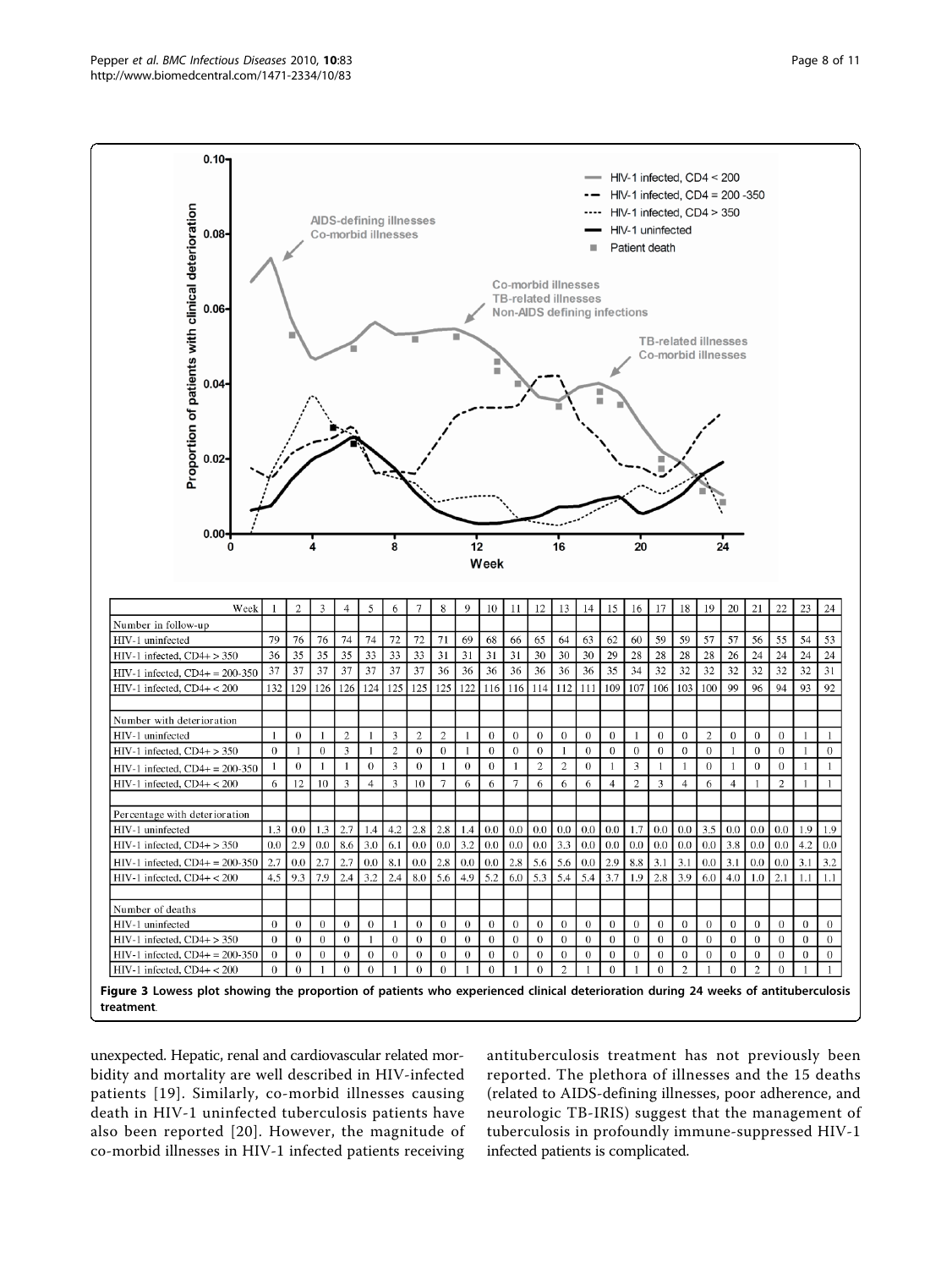| Week | 1 | 2 | 3 | 4 | 5 | 6 | 7 | 8 | 9 | 10 | 11 | 12 | 13 | 14 | 15 | 16 | 17 | 18 | 19 | 20 | 21 | 22 | 23 | 24 |
|---|---|---|---|---|---|---|---|---|---|---|---|---|---|---|---|---|---|---|---|---|---|---|---|---|
| Number in follow-up | | | | | | | | | | | | | | | | | | | | | | | | |
| HIV-1 uninfected | 79 | 76 | 76 | 74 | 74 | 72 | 72 | 71 | 69 | 68 | 66 | 65 | 64 | 63 | 62 | 60 | 59 | 59 | 57 | 57 | 56 | 55 | 54 | 53 |
| HIV-1 infected, CD4+ > 350 | 36 | 35 | 35 | 35 | 33 | 33 | 33 | 31 | 31 | 31 | 31 | 30 | 30 | 30 | 29 | 28 | 28 | 28 | 28 | 26 | 24 | 24 | 24 | 24 |
| HIV-1 infected, CD4+ = 200-350 | 37 | 37 | 37 | 37 | 37 | 37 | 37 | 36 | 36 | 36 | 36 | 36 | 36 | 36 | 35 | 34 | 32 | 32 | 32 | 32 | 32 | 32 | 32 | 31 |
| HIV-1 infected, CD4+ < 200 | 132 | 129 | 126 | 126 | 124 | 125 | 125 | 125 | 122 | 116 | 116 | 114 | 112 | 111 | 109 | 107 | 106 | 103 | 100 | 99 | 96 | 94 | 93 | 92 |
| Number with deterioration | | | | | | | | | | | | | | | | | | | | | | | | |
| HIV-1 uninfected | 1 | 0 | 1 | 2 | 1 | 3 | 2 | 2 | 1 | 0 | 0 | 0 | 0 | 0 | 0 | 1 | 0 | 0 | 2 | 0 | 0 | 0 | 1 | 1 |
| HIV-1 infected, CD4+ > 350 | 0 | 1 | 0 | 3 | 1 | 2 | 0 | 0 | 1 | 0 | 0 | 0 | 1 | 0 | 0 | 0 | 0 | 0 | 0 | 1 | 0 | 0 | 1 | 0 |
| HIV-1 infected, CD4+ = 200-350 | 1 | 0 | 1 | 1 | 0 | 3 | 0 | 1 | 0 | 0 | 1 | 2 | 2 | 0 | 1 | 3 | 1 | 1 | 0 | 1 | 0 | 0 | 1 | 1 |
| HIV-1 infected, CD4+ < 200 | 6 | 12 | 10 | 3 | 4 | 3 | 10 | 7 | 6 | 6 | 7 | 6 | 6 | 6 | 4 | 2 | 3 | 4 | 6 | 4 | 1 | 2 | 1 | 1 |
| Percentage with deterioration | | | | | | | | | | | | | | | | | | | | | | | | |
| HIV-1 uninfected | 1.3 | 0.0 | 1.3 | 2.7 | 1.4 | 4.2 | 2.8 | 2.8 | 1.4 | 0.0 | 0.0 | 0.0 | 0.0 | 0.0 | 0.0 | 1.7 | 0.0 | 0.0 | 3.5 | 0.0 | 0.0 | 0.0 | 1.9 | 1.9 |
| HIV-1 infected, CD4+ > 350 | 0.0 | 2.9 | 0.0 | 8.6 | 3.0 | 6.1 | 0.0 | 0.0 | 3.2 | 0.0 | 0.0 | 0.0 | 3.3 | 0.0 | 0.0 | 0.0 | 0.0 | 0.0 | 0.0 | 3.8 | 0.0 | 0.0 | 4.2 | 0.0 |
| HIV-1 infected, CD4+ = 200-350 | 2.7 | 0.0 | 2.7 | 2.7 | 0.0 | 8.1 | 0.0 | 2.8 | 0.0 | 0.0 | 2.8 | 5.6 | 5.6 | 0.0 | 2.9 | 8.8 | 3.1 | 3.1 | 0.0 | 3.1 | 0.0 | 0.0 | 3.1 | 3.2 |
| HIV-1 infected, CD4+ < 200 | 4.5 | 9.3 | 7.9 | 2.4 | 3.2 | 2.4 | 8.0 | 5.6 | 4.9 | 5.2 | 6.0 | 5.3 | 5.4 | 5.4 | 3.7 | 1.9 | 2.8 | 3.9 | 6.0 | 4.0 | 1.0 | 2.1 | 1.1 | 1.1 |
| Number of deaths | | | | | | | | | | | | | | | | | | | | | | | | |
| HIV-1 uninfected | 0 | 0 | 0 | 0 | 0 | 1 | 0 | 0 | 0 | 0 | 0 | 0 | 0 | 0 | 0 | 0 | 0 | 0 | 0 | 0 | 0 | 0 | 0 | 0 |
| HIV-1 infected, CD4+ > 350 | 0 | 0 | 0 | 0 | 1 | 0 | 0 | 0 | 0 | 0 | 0 | 0 | 0 | 0 | 0 | 0 | 0 | 0 | 0 | 0 | 0 | 0 | 0 | 0 |
| HIV-1 infected, CD4+ = 200-350 | 0 | 0 | 0 | 0 | 0 | 0 | 0 | 0 | 0 | 0 | 0 | 0 | 0 | 0 | 0 | 0 | 0 | 0 | 0 | 0 | 0 | 0 | 0 | 0 |
| HIV-1 infected, CD4+ < 200 | 0 | 0 | 1 | 0 | 0 | 1 | 0 | 0 | 1 | 0 | 1 | 0 | 2 | 1 | 0 | 1 | 0 | 2 | 1 | 0 | 2 | 0 | 1 | 1 |

**Figure 3 Lowess plot showing the proportion of patients who experienced clinical deterioration during 24 weeks of antituberculosis treatment**.

unexpected. Hepatic, renal and cardiovascular related morbidity and mortality are well described in HIV-infected patients [19]. Similarly, co-morbid illnesses causing death in HIV-1 uninfected tuberculosis patients have also been reported [20]. However, the magnitude of co-morbid illnesses in HIV-1 infected patients receiving antituberculosis treatment has not previously been reported. The plethora of illnesses and the 15 deaths (related to AIDS-defining illnesses, poor adherence, and neurologic TB-IRIS) suggest that the management of tuberculosis in profoundly immune-suppressed HIV-1 infected patients is complicated.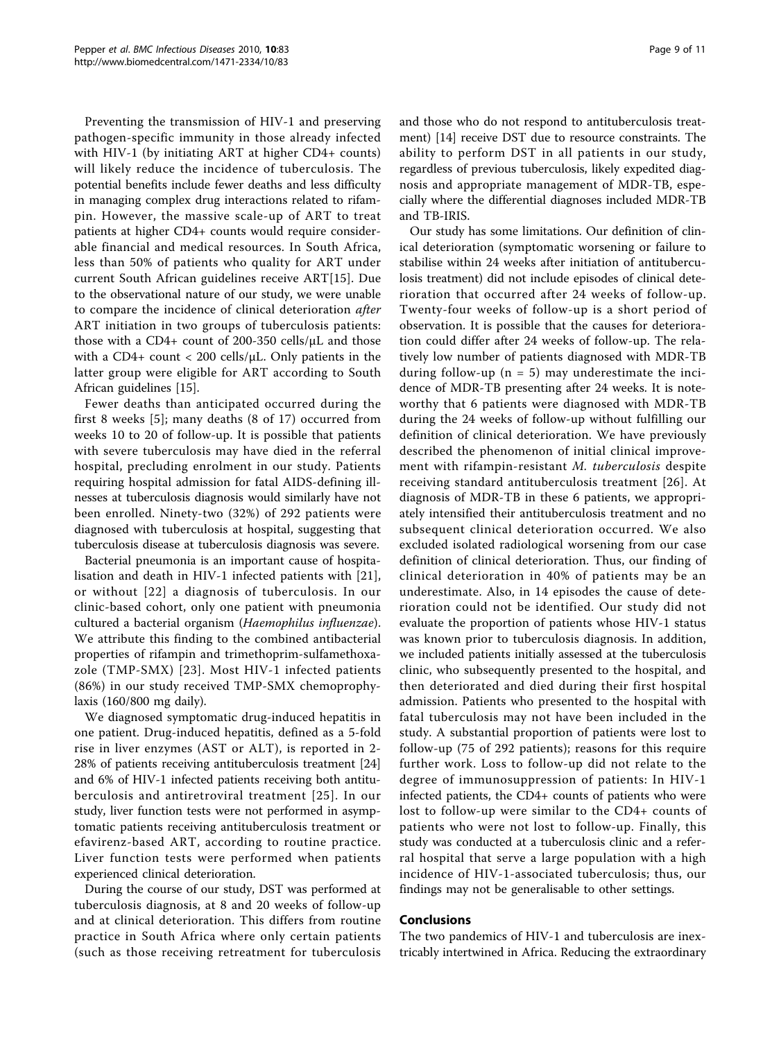Preventing the transmission of HIV-1 and preserving pathogen-specific immunity in those already infected with HIV-1 (by initiating ART at higher CD4+ counts) will likely reduce the incidence of tuberculosis. The potential benefits include fewer deaths and less difficulty in managing complex drug interactions related to rifampin. However, the massive scale-up of ART to treat patients at higher CD4+ counts would require considerable financial and medical resources. In South Africa, less than 50% of patients who quality for ART under current South African guidelines receive ART[15]. Due to the observational nature of our study, we were unable to compare the incidence of clinical deterioration *after* ART initiation in two groups of tuberculosis patients: those with a CD4+ count of 200-350 cells/μL and those with a CD4+ count < 200 cells/μL. Only patients in the latter group were eligible for ART according to South African guidelines [15].

Fewer deaths than anticipated occurred during the first 8 weeks [5]; many deaths (8 of 17) occurred from weeks 10 to 20 of follow-up. It is possible that patients with severe tuberculosis may have died in the referral hospital, precluding enrolment in our study. Patients requiring hospital admission for fatal AIDS-defining illnesses at tuberculosis diagnosis would similarly have not been enrolled. Ninety-two (32%) of 292 patients were diagnosed with tuberculosis at hospital, suggesting that tuberculosis disease at tuberculosis diagnosis was severe.

Bacterial pneumonia is an important cause of hospitalisation and death in HIV-1 infected patients with [21], or without [22] a diagnosis of tuberculosis. In our clinic-based cohort, only one patient with pneumonia cultured a bacterial organism (*Haemophilus influenzae*). We attribute this finding to the combined antibacterial properties of rifampin and trimethoprim-sulfamethoxazole (TMP-SMX) [23]. Most HIV-1 infected patients (86%) in our study received TMP-SMX chemoprophylaxis (160/800 mg daily).

We diagnosed symptomatic drug-induced hepatitis in one patient. Drug-induced hepatitis, defined as a 5-fold rise in liver enzymes (AST or ALT), is reported in 2-28% of patients receiving antituberculosis treatment [24] and 6% of HIV-1 infected patients receiving both antituberculosis and antiretroviral treatment [25]. In our study, liver function tests were not performed in asymptomatic patients receiving antituberculosis treatment or efavirenz-based ART, according to routine practice. Liver function tests were performed when patients experienced clinical deterioration.

During the course of our study, DST was performed at tuberculosis diagnosis, at 8 and 20 weeks of follow-up and at clinical deterioration. This differs from routine practice in South Africa where only certain patients (such as those receiving retreatment for tuberculosis and those who do not respond to antituberculosis treatment) [14] receive DST due to resource constraints. The ability to perform DST in all patients in our study, regardless of previous tuberculosis, likely expedited diagnosis and appropriate management of MDR-TB, especially where the differential diagnoses included MDR-TB and TB-IRIS.

Our study has some limitations. Our definition of clinical deterioration (symptomatic worsening or failure to stabilise within 24 weeks after initiation of antituberculosis treatment) did not include episodes of clinical deterioration that occurred after 24 weeks of follow-up. Twenty-four weeks of follow-up is a short period of observation. It is possible that the causes for deterioration could differ after 24 weeks of follow-up. The relatively low number of patients diagnosed with MDR-TB during follow-up (n = 5) may underestimate the incidence of MDR-TB presenting after 24 weeks. It is noteworthy that 6 patients were diagnosed with MDR-TB during the 24 weeks of follow-up without fulfilling our definition of clinical deterioration. We have previously described the phenomenon of initial clinical improvement with rifampin-resistant *M. tuberculosis* despite receiving standard antituberculosis treatment [26]. At diagnosis of MDR-TB in these 6 patients, we appropriately intensified their antituberculosis treatment and no subsequent clinical deterioration occurred. We also excluded isolated radiological worsening from our case definition of clinical deterioration. Thus, our finding of clinical deterioration in 40% of patients may be an underestimate. Also, in 14 episodes the cause of deterioration could not be identified. Our study did not evaluate the proportion of patients whose HIV-1 status was known prior to tuberculosis diagnosis. In addition, we included patients initially assessed at the tuberculosis clinic, who subsequently presented to the hospital, and then deteriorated and died during their first hospital admission. Patients who presented to the hospital with fatal tuberculosis may not have been included in the study. A substantial proportion of patients were lost to follow-up (75 of 292 patients); reasons for this require further work. Loss to follow-up did not relate to the degree of immunosuppression of patients: In HIV-1 infected patients, the CD4+ counts of patients who were lost to follow-up were similar to the CD4+ counts of patients who were not lost to follow-up. Finally, this study was conducted at a tuberculosis clinic and a referral hospital that serve a large population with a high incidence of HIV-1-associated tuberculosis; thus, our findings may not be generalisable to other settings.

## Conclusions

The two pandemics of HIV-1 and tuberculosis are inextricably intertwined in Africa. Reducing the extraordinary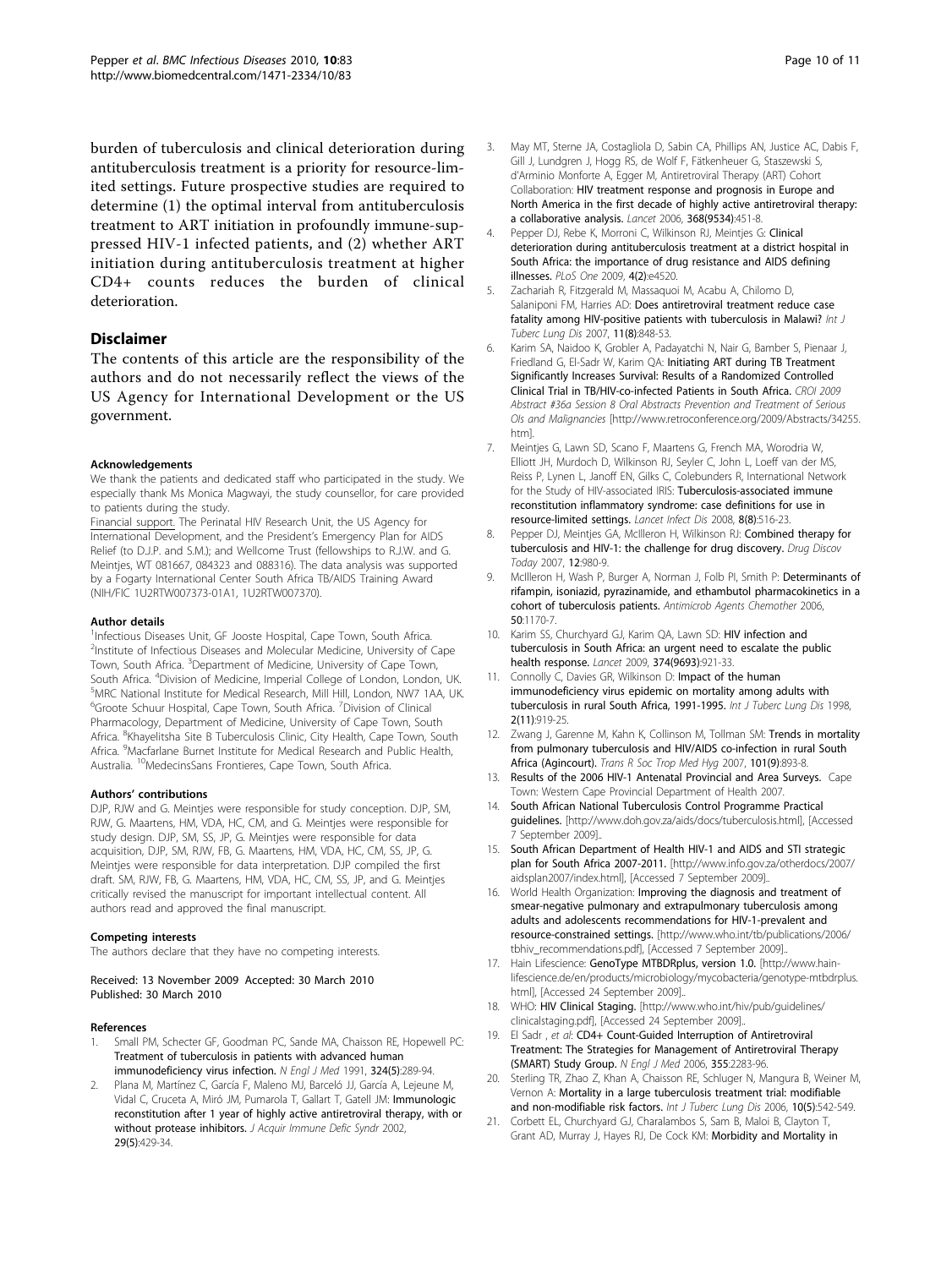burden of tuberculosis and clinical deterioration during antituberculosis treatment is a priority for resource-limited settings. Future prospective studies are required to determine (1) the optimal interval from antituberculosis treatment to ART initiation in profoundly immune-suppressed HIV-1 infected patients, and (2) whether ART initiation during antituberculosis treatment at higher CD4+ counts reduces the burden of clinical deterioration.

## Disclaimer

The contents of this article are the responsibility of the authors and do not necessarily reflect the views of the US Agency for International Development or the US government.

#### Acknowledgements

We thank the patients and dedicated staff who participated in the study. We especially thank Ms Monica Magwayi, the study counsellor, for care provided to patients during the study.

Financial support. The Perinatal HIV Research Unit, the US Agency for International Development, and the President's Emergency Plan for AIDS Relief (to D.J.P. and S.M.); and Wellcome Trust (fellowships to R.J.W. and G. Meintjes, WT 081667, 084323 and 088316). The data analysis was supported by a Fogarty International Center South Africa TB/AIDS Training Award (NIH/FIC 1U2RTW007373-01A1, 1U2RTW007370).

#### Author details

[1]Infectious Diseases Unit, GF Jooste Hospital, Cape Town, South Africa. [2]Institute of Infectious Diseases and Molecular Medicine, University of Cape Town, South Africa. [3]Department of Medicine, University of Cape Town, South Africa. [4]Division of Medicine, Imperial College of London, London, UK. [5]MRC National Institute for Medical Research, Mill Hill, London, NW7 1AA, UK. [6]Groote Schuur Hospital, Cape Town, South Africa. [7]Division of Clinical Pharmacology, Department of Medicine, University of Cape Town, South Africa. [8]Khayelitsha Site B Tuberculosis Clinic, City Health, Cape Town, South Africa. [9]Macfarlane Burnet Institute for Medical Research and Public Health, Australia. [10]MedecinsSans Frontieres, Cape Town, South Africa.

#### Authors' contributions

DJP, RJW and G. Meintjes were responsible for study conception. DJP, SM, RJW, G. Maartens, HM, VDA, HC, CM, and G. Meintjes were responsible for study design. DJP, SM, SS, JP, G. Meintjes were responsible for data acquisition, DJP, SM, RJW, FB, G. Maartens, HM, VDA, HC, CM, SS, JP, G. Meintjes were responsible for data interpretation. DJP compiled the first draft. SM, RJW, FB, G. Maartens, HM, VDA, HC, CM, SS, JP, and G. Meintjes critically revised the manuscript for important intellectual content. All authors read and approved the final manuscript.

#### Competing interests

The authors declare that they have no competing interests.

Received: 13 November 2009 Accepted: 30 March 2010
Published: 30 March 2010

#### References

1. Small PM, Schecter GF, Goodman PC, Sande MA, Chaisson RE, Hopewell PC: **Treatment of tuberculosis in patients with advanced human immunodeficiency virus infection.** *N Engl J Med* 1991, **324(5)**:289-94.
2. Plana M, Martínez C, García F, Maleno MJ, Barceló JJ, García A, Lejeune M, Vidal C, Cruceta A, Miró JM, Pumarola T, Gallart T, Gatell JM: **Immunologic reconstitution after 1 year of highly active antiretroviral therapy, with or without protease inhibitors.** *J Acquir Immune Defic Syndr* 2002, **29(5)**:429-34.
3. May MT, Sterne JA, Costagliola D, Sabin CA, Phillips AN, Justice AC, Dabis F, Gill J, Lundgren J, Hogg RS, de Wolf F, Fätkenheuer G, Staszewski S, d'Arminio Monforte A, Egger M, Antiretroviral Therapy (ART) Cohort Collaboration: **HIV treatment response and prognosis in Europe and North America in the first decade of highly active antiretroviral therapy: a collaborative analysis.** *Lancet* 2006, **368(9534)**:451-8.
4. Pepper DJ, Rebe K, Morroni C, Wilkinson RJ, Meintjes G: **Clinical deterioration during antituberculosis treatment at a district hospital in South Africa: the importance of drug resistance and AIDS defining illnesses.** *PLoS One* 2009, **4(2)**:e4520.
5. Zachariah R, Fitzgerald M, Massaquoi M, Acabu A, Chilomo D, Salaniponi FM, Harries AD: **Does antiretroviral treatment reduce case fatality among HIV-positive patients with tuberculosis in Malawi?** *Int J Tuberc Lung Dis* 2007, **11(8)**:848-53.
6. Karim SA, Naidoo K, Grobler A, Padayatchi N, Nair G, Bamber S, Pienaar J, Friedland G, El-Sadr W, Karim QA: **Initiating ART during TB Treatment Significantly Increases Survival: Results of a Randomized Controlled Clinical Trial in TB/HIV-co-infected Patients in South Africa.** *CROI 2009 Abstract #36a Session 8 Oral Abstracts Prevention and Treatment of Serious OIs and Malignancies* [http://www.retroconference.org/2009/Abstracts/34255.htm].
7. Meintjes G, Lawn SD, Scano F, Maartens G, French MA, Worodria W, Elliott JH, Murdoch D, Wilkinson RJ, Seyler C, John L, Loeff van der MS, Reiss P, Lynen L, Janoff EN, Gilks C, Colebunders R, International Network for the Study of HIV-associated IRIS: **Tuberculosis-associated immune reconstitution inflammatory syndrome: case definitions for use in resource-limited settings.** *Lancet Infect Dis* 2008, **8(8)**:516-23.
8. Pepper DJ, Meintjes GA, McIlleron H, Wilkinson RJ: **Combined therapy for tuberculosis and HIV-1: the challenge for drug discovery.** *Drug Discov Today* 2007, **12**:980-9.
9. McIlleron H, Wash P, Burger A, Norman J, Folb PI, Smith P: **Determinants of rifampin, isoniazid, pyrazinamide, and ethambutol pharmacokinetics in a cohort of tuberculosis patients.** *Antimicrob Agents Chemother* 2006, **50**:1170-7.
10. Karim SS, Churchyard GJ, Karim QA, Lawn SD: **HIV infection and tuberculosis in South Africa: an urgent need to escalate the public health response.** *Lancet* 2009, **374(9693)**:921-33.
11. Connolly C, Davies GR, Wilkinson D: **Impact of the human immunodeficiency virus epidemic on mortality among adults with tuberculosis in rural South Africa, 1991-1995.** *Int J Tuberc Lung Dis* 1998, **2(11)**:919-25.
12. Zwang J, Garenne M, Kahn K, Collinson M, Tollman SM: **Trends in mortality from pulmonary tuberculosis and HIV/AIDS co-infection in rural South Africa (Agincourt).** *Trans R Soc Trop Med Hyg* 2007, **101(9)**:893-8.
13. **Results of the 2006 HIV-1 Antenatal Provincial and Area Surveys.** Cape Town: Western Cape Provincial Department of Health 2007.
14. **South African National Tuberculosis Control Programme Practical guidelines.** [http://www.doh.gov.za/aids/docs/tuberculosis.html], [Accessed 7 September 2009]..
15. **South African Department of Health HIV-1 and AIDS and STI strategic plan for South Africa 2007-2011.** [http://www.info.gov.za/otherdocs/2007/aidsplan2007/index.html], [Accessed 7 September 2009]..
16. World Health Organization: **Improving the diagnosis and treatment of smear-negative pulmonary and extrapulmonary tuberculosis among adults and adolescents recommendations for HIV-1-prevalent and resource-constrained settings.** [http://www.who.int/tb/publications/2006/tbhiv_recommendations.pdf], [Accessed 7 September 2009]..
17. Hain Lifescience: **GenoType MTBDRplus, version 1.0.** [http://www.hain-lifescience.de/en/products/microbiology/mycobacteria/genotype-mtbdrplus.html], [Accessed 24 September 2009]..
18. WHO: **HIV Clinical Staging.** [http://www.who.int/hiv/pub/guidelines/clinicalstaging.pdf], [Accessed 24 September 2009]..
19. El Sadr , *et al*: **CD4+ Count-Guided Interruption of Antiretroviral Treatment: The Strategies for Management of Antiretroviral Therapy (SMART) Study Group.** *N Engl J Med* 2006, **355**:2283-96.
20. Sterling TR, Zhao Z, Khan A, Chaisson RE, Schluger N, Mangura B, Weiner M, Vernon A: **Mortality in a large tuberculosis treatment trial: modifiable and non-modifiable risk factors.** *Int J Tuberc Lung Dis* 2006, **10(5)**:542-549.
21. Corbett EL, Churchyard GJ, Charalambos S, Sam B, Maloi B, Clayton T, Grant AD, Murray J, Hayes RJ, De Cock KM: **Morbidity and Mortality in**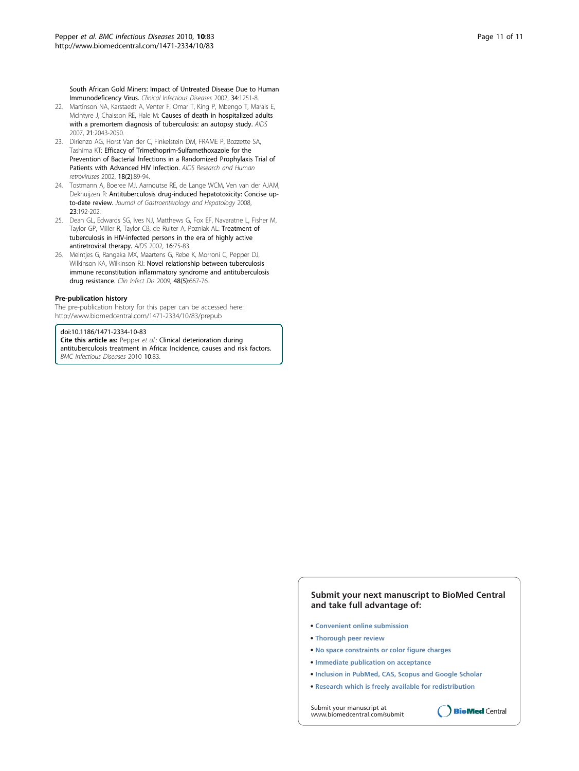South African Gold Miners: Impact of Untreated Disease Due to Human Immunodeficency Virus. *Clinical Infectious Diseases* 2002, **34**:1251-8.

22. Martinson NA, Karstaedt A, Venter F, Omar T, King P, Mbengo T, Marais E, McIntyre J, Chaisson RE, Hale M: **Causes of death in hospitalized adults with a premortem diagnosis of tuberculosis: an autopsy study.** *AIDS* 2007, **21**:2043-2050.
23. Dirienzo AG, Horst Van der C, Finkelstein DM, FRAME P, Bozzette SA, Tashima KT: **Efficacy of Trimethoprim-Sulfamethoxazole for the Prevention of Bacterial Infections in a Randomized Prophylaxis Trial of Patients with Advanced HIV Infection.** *AIDS Research and Human retroviruses* 2002, **18(2)**:89-94.
24. Tostmann A, Boeree MJ, Aarnoutse RE, de Lange WCM, Ven van der AJAM, Dekhuijzen R: **Antituberculosis drug-induced hepatotoxicity: Concise up-to-date review.** *Journal of Gastroenterology and Hepatology* 2008, **23**:192-202.
25. Dean GL, Edwards SG, Ives NJ, Matthews G, Fox EF, Navaratne L, Fisher M, Taylor GP, Miller R, Taylor CB, de Ruiter A, Pozniak AL: **Treatment of tuberculosis in HIV-infected persons in the era of highly active antiretroviral therapy.** *AIDS* 2002, **16**:75-83.
26. Meintjes G, Rangaka MX, Maartens G, Rebe K, Morroni C, Pepper DJ, Wilkinson KA, Wilkinson RJ: **Novel relationship between tuberculosis immune reconstitution inflammatory syndrome and antituberculosis drug resistance.** *Clin Infect Dis* 2009, **48(5)**:667-76.

#### Pre-publication history

The pre-publication history for this paper can be accessed here:
http://www.biomedcentral.com/1471-2334/10/83/prepub

doi:10.1186/1471-2334-10-83
**Cite this article as:** Pepper *et al.*: Clinical deterioration during antituberculosis treatment in Africa: Incidence, causes and risk factors. *BMC Infectious Diseases* 2010 **10**:83.

**Submit your next manuscript to BioMed Central and take full advantage of:**

- **Convenient online submission**
- **Thorough peer review**
- **No space constraints or color figure charges**
- **Immediate publication on acceptance**
- **Inclusion in PubMed, CAS, Scopus and Google Scholar**
- **Research which is freely available for redistribution**

Submit your manuscript at
www.biomedcentral.com/submit

BioMed Central